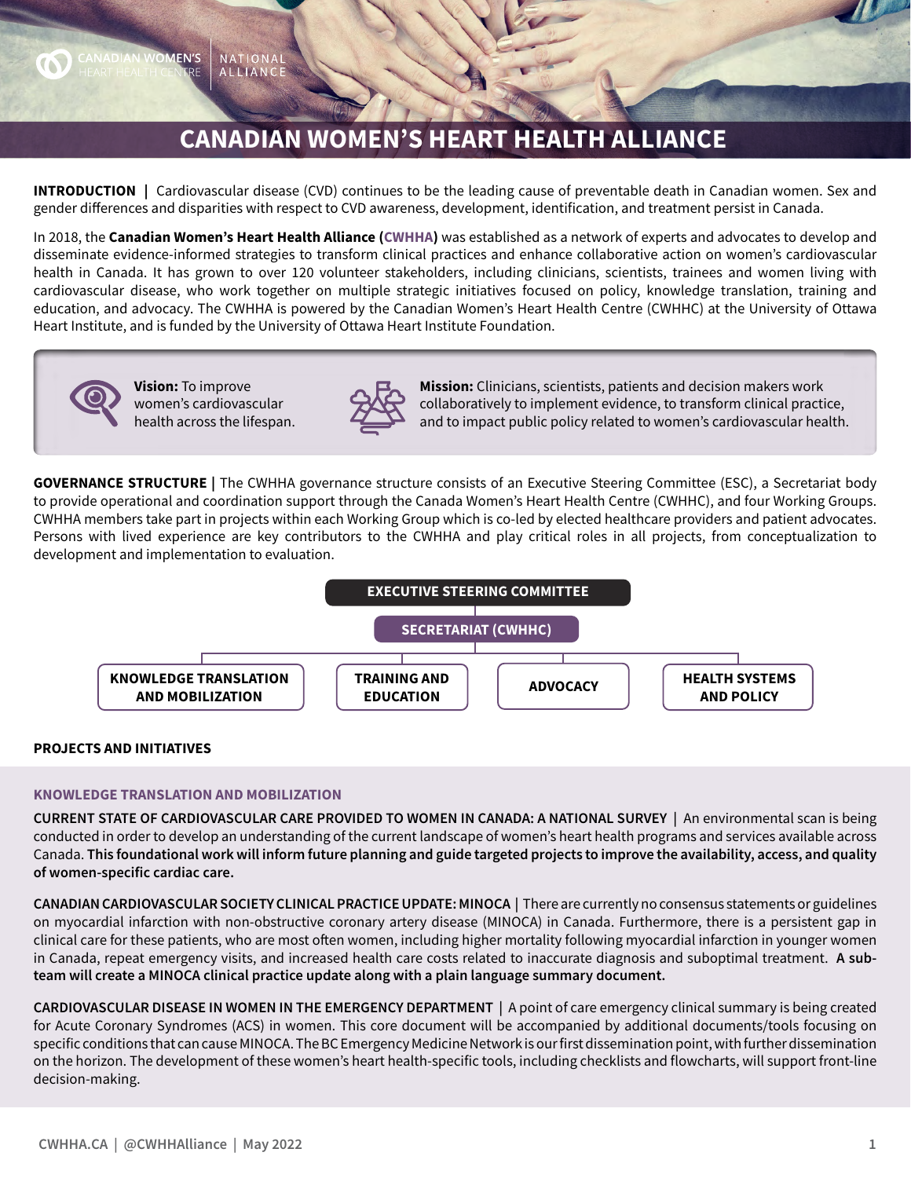# CANADIAN WOMEN'S HEART HEALTH ALLIANCE

**INTRODUCTION |** Cardiovascular disease (CVD) continues to be the leading cause of preventable death in Canadian women. Sex and gender differences and disparities with respect to CVD awareness, development, identification, and treatment persist in Canada.

In 2018, the **Canadian Women's Heart Health Alliance (CWHHA)** was established as a network of experts and advocates to develop and disseminate evidence-informed strategies to transform clinical practices and enhance collaborative action on women's cardiovascular health in Canada. It has grown to over 120 volunteer stakeholders, including clinicians, scientists, trainees and women living with cardiovascular disease, who work together on multiple strategic initiatives focused on policy, knowledge translation, training and education, and advocacy. The CWHHA is powered by the Canadian Women's Heart Health Centre (CWHHC) at the University of Ottawa Heart Institute, and is funded by the University of Ottawa Heart Institute Foundation.

**Vision:** To improve women's cardiovascular health across the lifespan.

**Mission:** Clinicians, scientists, patients and decision makers work collaboratively to implement evidence, to transform clinical practice, and to impact public policy related to women's cardiovascular health.

**GOVERNANCE STRUCTURE |** The CWHHA governance structure consists of an Executive Steering Committee (ESC), a Secretariat body to provide operational and coordination support through the Canada Women's Heart Health Centre (CWHHC), and four Working Groups. CWHHA members take part in projects within each Working Group which is co-led by elected healthcare providers and patient advocates. Persons with lived experience are key contributors to the CWHHA and play critical roles in all projects, from conceptualization to development and implementation to evaluation.

- **EXECUTIVE STEERING COMMITTEE**
  - **SECRETARIAT (CWHHC)**
    - **KNOWLEDGE TRANSLATION AND MOBILIZATION**
    - **TRAINING AND EDUCATION**
    - **ADVOCACY**
    - **HEALTH SYSTEMS AND POLICY**

## PROJECTS AND INITIATIVES

### KNOWLEDGE TRANSLATION AND MOBILIZATION

**CURRENT STATE OF CARDIOVASCULAR CARE PROVIDED TO WOMEN IN CANADA: A NATIONAL SURVEY |** An environmental scan is being conducted in order to develop an understanding of the current landscape of women's heart health programs and services available across Canada. **This foundational work will inform future planning and guide targeted projects to improve the availability, access, and quality of women-specific cardiac care.**

**CANADIAN CARDIOVASCULAR SOCIETY CLINICAL PRACTICE UPDATE: MINOCA |** There are currently no consensus statements or guidelines on myocardial infarction with non-obstructive coronary artery disease (MINOCA) in Canada. Furthermore, there is a persistent gap in clinical care for these patients, who are most often women, including higher mortality following myocardial infarction in younger women in Canada, repeat emergency visits, and increased health care costs related to inaccurate diagnosis and suboptimal treatment. **A sub-team will create a MINOCA clinical practice update along with a plain language summary document.**

**CARDIOVASCULAR DISEASE IN WOMEN IN THE EMERGENCY DEPARTMENT |** A point of care emergency clinical summary is being created for Acute Coronary Syndromes (ACS) in women. This core document will be accompanied by additional documents/tools focusing on specific conditions that can cause MINOCA. The BC Emergency Medicine Network is our first dissemination point, with further dissemination on the horizon. The development of these women's heart health-specific tools, including checklists and flowcharts, will support front-line decision-making.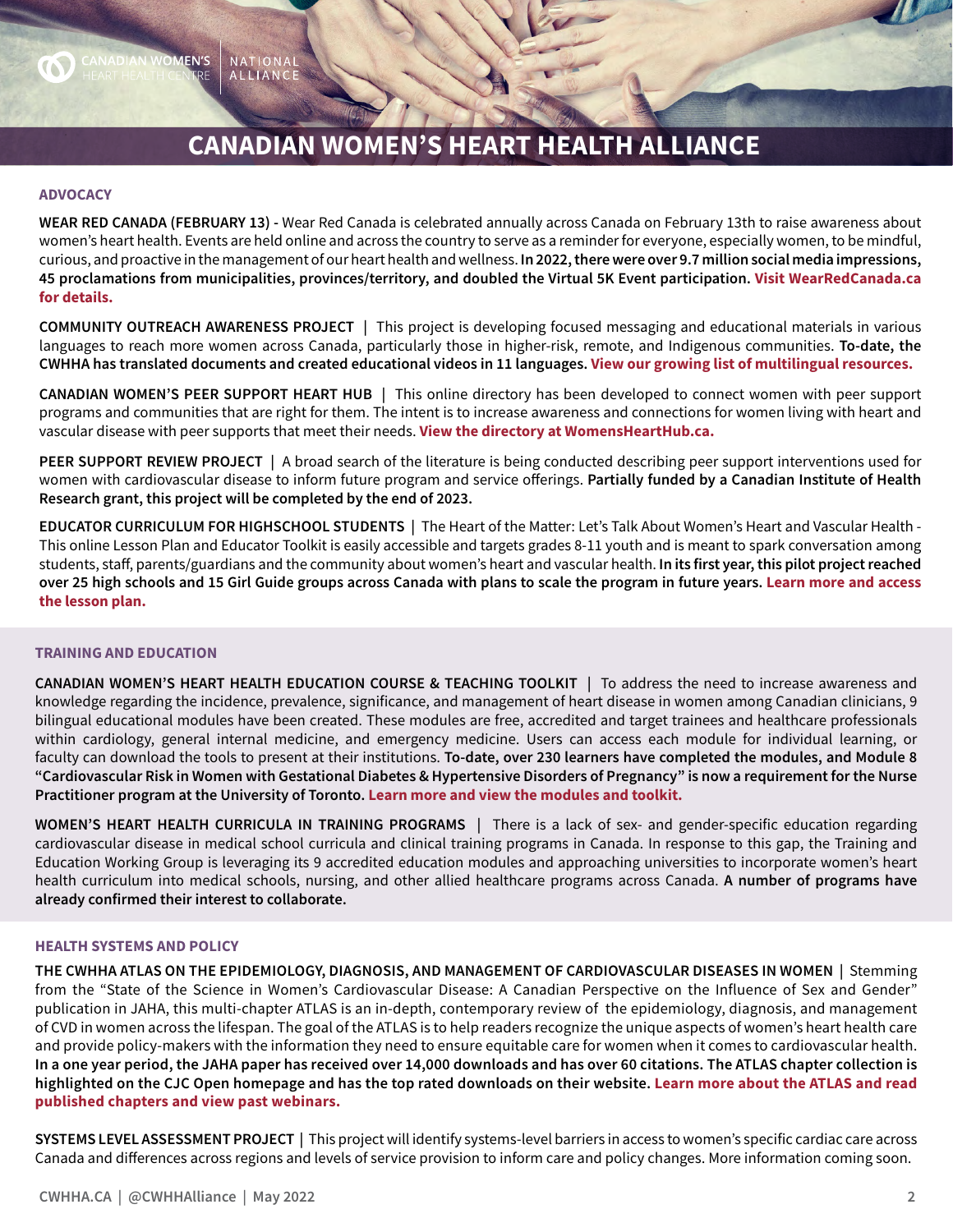# CANADIAN WOMEN'S HEART HEALTH ALLIANCE

## ADVOCACY

**WEAR RED CANADA (FEBRUARY 13)** - Wear Red Canada is celebrated annually across Canada on February 13th to raise awareness about women's heart health. Events are held online and across the country to serve as a reminder for everyone, especially women, to be mindful, curious, and proactive in the management of our heart health and wellness. **In 2022, there were over 9.7 million social media impressions, 45 proclamations from municipalities, provinces/territory, and doubled the Virtual 5K Event participation. Visit WearRedCanada.ca for details.**

**COMMUNITY OUTREACH AWARENESS PROJECT** | This project is developing focused messaging and educational materials in various languages to reach more women across Canada, particularly those in higher-risk, remote, and Indigenous communities. **To-date, the CWHHA has translated documents and created educational videos in 11 languages. View our growing list of multilingual resources.**

**CANADIAN WOMEN'S PEER SUPPORT HEART HUB** | This online directory has been developed to connect women with peer support programs and communities that are right for them. The intent is to increase awareness and connections for women living with heart and vascular disease with peer supports that meet their needs. **View the directory at WomensHeartHub.ca.**

**PEER SUPPORT REVIEW PROJECT** | A broad search of the literature is being conducted describing peer support interventions used for women with cardiovascular disease to inform future program and service offerings. **Partially funded by a Canadian Institute of Health Research grant, this project will be completed by the end of 2023.**

**EDUCATOR CURRICULUM FOR HIGHSCHOOL STUDENTS** | The Heart of the Matter: Let's Talk About Women's Heart and Vascular Health - This online Lesson Plan and Educator Toolkit is easily accessible and targets grades 8-11 youth and is meant to spark conversation among students, staff, parents/guardians and the community about women's heart and vascular health. **In its first year, this pilot project reached over 25 high schools and 15 Girl Guide groups across Canada with plans to scale the program in future years. Learn more and access the lesson plan.**

## TRAINING AND EDUCATION

**CANADIAN WOMEN'S HEART HEALTH EDUCATION COURSE & TEACHING TOOLKIT** | To address the need to increase awareness and knowledge regarding the incidence, prevalence, significance, and management of heart disease in women among Canadian clinicians, 9 bilingual educational modules have been created. These modules are free, accredited and target trainees and healthcare professionals within cardiology, general internal medicine, and emergency medicine. Users can access each module for individual learning, or faculty can download the tools to present at their institutions. **To-date, over 230 learners have completed the modules, and Module 8 "Cardiovascular Risk in Women with Gestational Diabetes & Hypertensive Disorders of Pregnancy" is now a requirement for the Nurse Practitioner program at the University of Toronto. Learn more and view the modules and toolkit.**

**WOMEN'S HEART HEALTH CURRICULA IN TRAINING PROGRAMS** | There is a lack of sex- and gender-specific education regarding cardiovascular disease in medical school curricula and clinical training programs in Canada. In response to this gap, the Training and Education Working Group is leveraging its 9 accredited education modules and approaching universities to incorporate women's heart health curriculum into medical schools, nursing, and other allied healthcare programs across Canada. **A number of programs have already confirmed their interest to collaborate.**

## HEALTH SYSTEMS AND POLICY

**THE CWHHA ATLAS ON THE EPIDEMIOLOGY, DIAGNOSIS, AND MANAGEMENT OF CARDIOVASCULAR DISEASES IN WOMEN** | Stemming from the "State of the Science in Women's Cardiovascular Disease: A Canadian Perspective on the Influence of Sex and Gender" publication in JAHA, this multi-chapter ATLAS is an in-depth, contemporary review of the epidemiology, diagnosis, and management of CVD in women across the lifespan. The goal of the ATLAS is to help readers recognize the unique aspects of women's heart health care and provide policy-makers with the information they need to ensure equitable care for women when it comes to cardiovascular health. **In a one year period, the JAHA paper has received over 14,000 downloads and has over 60 citations. The ATLAS chapter collection is highlighted on the CJC Open homepage and has the top rated downloads on their website. Learn more about the ATLAS and read published chapters and view past webinars.**

**SYSTEMS LEVEL ASSESSMENT PROJECT** | This project will identify systems-level barriers in access to women's specific cardiac care across Canada and differences across regions and levels of service provision to inform care and policy changes. More information coming soon.